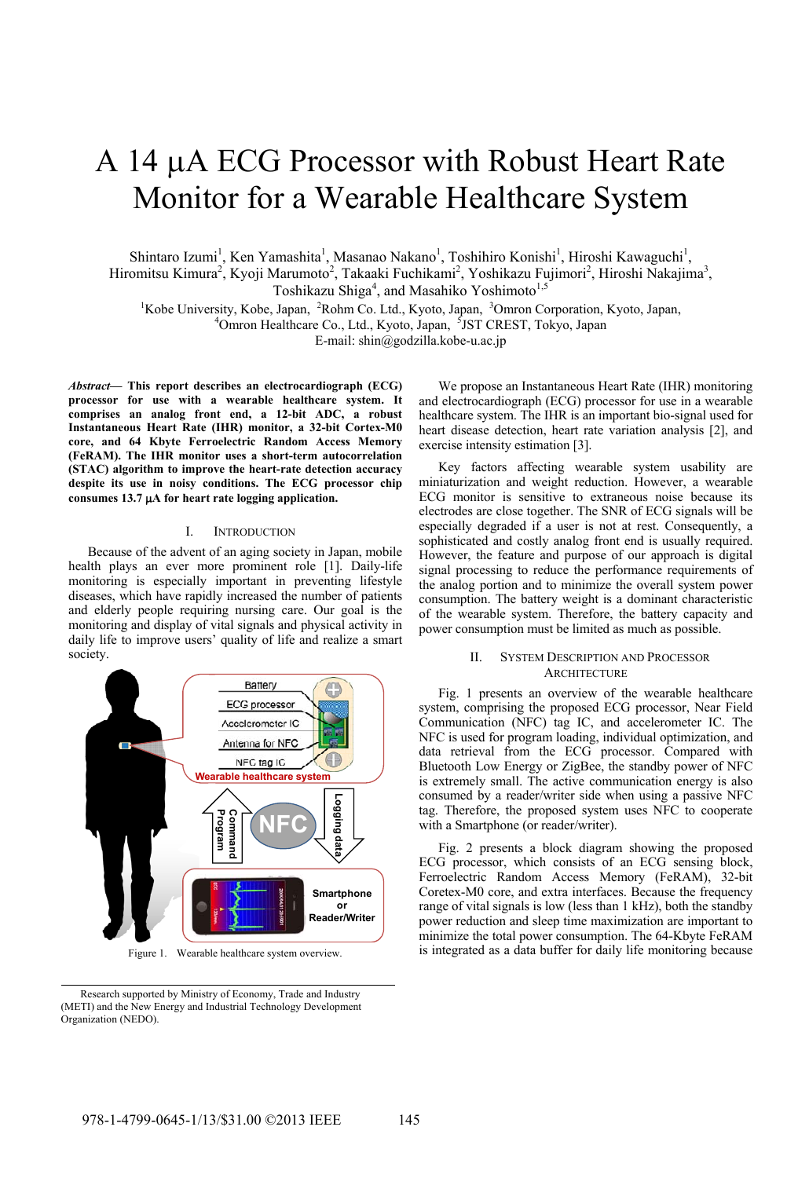# A 14 µA ECG Processor with Robust Heart Rate Monitor for a Wearable Healthcare System

Shintaro Izumi[1], Ken Yamashita[1], Masanao Nakano[1], Toshihiro Konishi[1], Hiroshi Kawaguchi[1], Hiromitsu Kimura[2], Kyoji Marumoto[2], Takaaki Fuchikami[2], Yoshikazu Fujimori[2], Hiroshi Nakajima[3], Toshikazu Shiga[4], and Masahiko Yoshimoto[1,5]

[1]Kobe University, Kobe, Japan, [2]Rohm Co. Ltd., Kyoto, Japan, [3]Omron Corporation, Kyoto, Japan, [4]Omron Healthcare Co., Ltd., Kyoto, Japan, [5]JST CREST, Tokyo, Japan

E-mail: shin@godzilla.kobe-u.ac.jp

***Abstract*— This report describes an electrocardiograph (ECG) processor for use with a wearable healthcare system. It comprises an analog front end, a 12-bit ADC, a robust Instantaneous Heart Rate (IHR) monitor, a 32-bit Cortex-M0 core, and 64 Kbyte Ferroelectric Random Access Memory (FeRAM). The IHR monitor uses a short-term autocorrelation (STAC) algorithm to improve the heart-rate detection accuracy despite its use in noisy conditions. The ECG processor chip consumes 13.7 µA for heart rate logging application.**

## I. Introduction

Because of the advent of an aging society in Japan, mobile health plays an ever more prominent role [1]. Daily-life monitoring is especially important in preventing lifestyle diseases, which have rapidly increased the number of patients and elderly people requiring nursing care. Our goal is the monitoring and display of vital signals and physical activity in daily life to improve users' quality of life and realize a smart society.

Figure 1. Wearable healthcare system overview.

We propose an Instantaneous Heart Rate (IHR) monitoring and electrocardiograph (ECG) processor for use in a wearable healthcare system. The IHR is an important bio-signal used for heart disease detection, heart rate variation analysis [2], and exercise intensity estimation [3].

Key factors affecting wearable system usability are miniaturization and weight reduction. However, a wearable ECG monitor is sensitive to extraneous noise because its electrodes are close together. The SNR of ECG signals will be especially degraded if a user is not at rest. Consequently, a sophisticated and costly analog front end is usually required. However, the feature and purpose of our approach is digital signal processing to reduce the performance requirements of the analog portion and to minimize the overall system power consumption. The battery weight is a dominant characteristic of the wearable system. Therefore, the battery capacity and power consumption must be limited as much as possible.

## II. System Description and Processor Architecture

Fig. 1 presents an overview of the wearable healthcare system, comprising the proposed ECG processor, Near Field Communication (NFC) tag IC, and accelerometer IC. The NFC is used for program loading, individual optimization, and data retrieval from the ECG processor. Compared with Bluetooth Low Energy or ZigBee, the standby power of NFC is extremely small. The active communication energy is also consumed by a reader/writer side when using a passive NFC tag. Therefore, the proposed system uses NFC to cooperate with a Smartphone (or reader/writer).

Fig. 2 presents a block diagram showing the proposed ECG processor, which consists of an ECG sensing block, Ferroelectric Random Access Memory (FeRAM), 32-bit Coretex-M0 core, and extra interfaces. Because the frequency range of vital signals is low (less than 1 kHz), both the standby power reduction and sleep time maximization are important to minimize the total power consumption. The 64-Kbyte FeRAM is integrated as a data buffer for daily life monitoring because

Research supported by Ministry of Economy, Trade and Industry (METI) and the New Energy and Industrial Technology Development Organization (NEDO).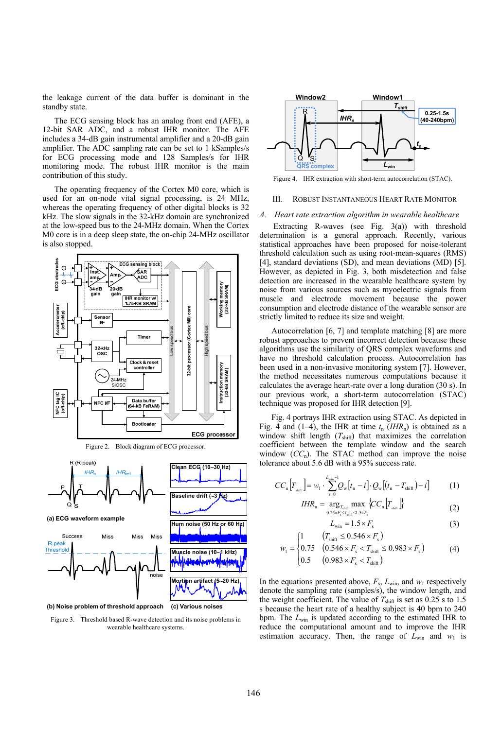the leakage current of the data buffer is dominant in the standby state.

The ECG sensing block has an analog front end (AFE), a 12-bit SAR ADC, and a robust IHR monitor. The AFE includes a 34-dB gain instrumental amplifier and a 20-dB gain amplifier. The ADC sampling rate can be set to 1 kSamples/s for ECG processing mode and 128 Samples/s for IHR monitoring mode. The robust IHR monitor is the main contribution of this study.

The operating frequency of the Cortex M0 core, which is used for an on-node vital signal processing, is 24 MHz, whereas the operating frequency of other digital blocks is 32 kHz. The slow signals in the 32-kHz domain are synchronized at the low-speed bus to the 24-MHz domain. When the Cortex M0 core is in a deep sleep state, the on-chip 24-MHz oscillator is also stopped.

Figure 2. Block diagram of ECG processor.

Figure 3. Threshold based R-wave detection and its noise problems in wearable healthcare systems.

Figure 4. IHR extraction with short-term autocorrelation (STAC).

## III. Robust Instantaneous Heart Rate Monitor

### A. Heart rate extraction algorithm in wearable healthcare

Extracting R-waves (see Fig. 3(a)) with threshold determination is a general approach. Recently, various statistical approaches have been proposed for noise-tolerant threshold calculation such as using root-mean-squares (RMS) [4], standard deviations (SD), and mean deviations (MD) [5]. However, as depicted in Fig. 3, both misdetection and false detection are increased in the wearable healthcare system by noise from various sources such as myoelectric signals from muscle and electrode movement because the power consumption and electrode distance of the wearable sensor are strictly limited to reduce its size and weight.

Autocorrelation [6, 7] and template matching [8] are more robust approaches to prevent incorrect detection because these algorithms use the similarity of QRS complex waveforms and have no threshold calculation process. Autocorrelation has been used in a non-invasive monitoring system [7]. However, the method necessitates numerous computations because it calculates the average heart-rate over a long duration (30 s). In our previous work, a short-term autocorrelation (STAC) technique was proposed for IHR detection [9].

Fig. 4 portrays IHR extraction using STAC. As depicted in Fig. 4 and (1–4), the IHR at time $t_n$ ($IHR_n$) is obtained as a window shift length ($T_{shift}$) that maximizes the correlation coefficient between the template window and the search window ($CC_n$). The STAC method can improve the noise tolerance about 5.6 dB with a 95% success rate.

$$CC_n\left[T_{shift}\right] = w_1 \cdot \sum_{i=0}^{L_{win}-1} Q_w\left[t_n - i\right] \cdot Q_w\left[\left(t_n - T_{shift}\right) - i\right] \quad (1)$$

$$IHR_n = \arg_{T_{shift}} \max_{0.25 \times F_s \le T_{shift} \le 1.5 \times F_s} \left\{CC_n\left[T_{shift}\right]\right\} \quad (2)$$

$$L_{win} = 1.5 \times F_s \quad (3)$$

$$w_1 = \begin{cases} 1 & \left(T_{shift} \le 0.546 \times F_s\right) \\ 0.75 & \left(0.546 \times F_s < T_{shift} \le 0.983 \times F_s\right) \\ 0.5 & \left(0.983 \times F_s < T_{shift}\right) \end{cases} \quad (4)$$

In the equations presented above, $F_s$, $L_{win}$, and $w_1$ respectively denote the sampling rate (samples/s), the window length, and the weight coefficient. The value of $T_{shift}$ is set as 0.25 s to 1.5 s because the heart rate of a healthy subject is 40 bpm to 240 bpm. The $L_{win}$ is updated according to the estimated IHR to reduce the computational amount and to improve the IHR estimation accuracy. Then, the range of $L_{win}$ and $w_1$ is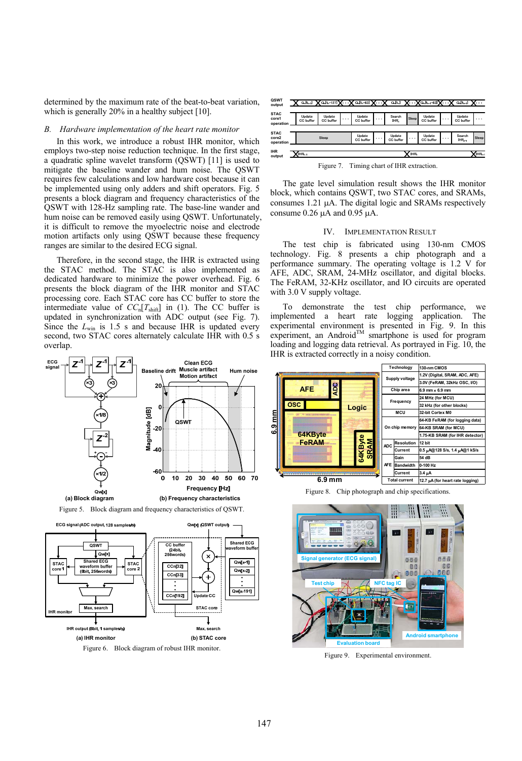determined by the maximum rate of the beat-to-beat variation, which is generally 20% in a healthy subject [10].

### *B. Hardware implementation of the heart rate monitor*

In this work, we introduce a robust IHR monitor, which employs two-step noise reduction technique. In the first stage, a quadratic spline wavelet transform (QSWT) [11] is used to mitigate the baseline wander and hum noise. The QSWT requires few calculations and low hardware cost because it can be implemented using only adders and shift operators. Fig. 5 presents a block diagram and frequency characteristics of the QSWT with 128-Hz sampling rate. The base-line wander and hum noise can be removed easily using QSWT. Unfortunately, it is difficult to remove the myoelectric noise and electrode motion artifacts only using QSWT because these frequency ranges are similar to the desired ECG signal.

Therefore, in the second stage, the IHR is extracted using the STAC method. The STAC is also implemented as dedicated hardware to minimize the power overhead. Fig. 6 presents the block diagram of the IHR monitor and STAC processing core. Each STAC core has CC buffer to store the intermediate value of $CC_n[T_{shift}]$ in (1). The CC buffer is updated in synchronization with ADC output (see Fig. 7). Since the $L_{win}$ is 1.5 s and because IHR is updated every second, two STAC cores alternately calculate IHR with 0.5 s overlap.

Figure 5. Block diagram and frequency characteristics of QSWT.

Figure 6. Block diagram of robust IHR monitor.

Figure 7. Timing chart of IHR extraction.

The gate level simulation result shows the IHR monitor block, which contains QSWT, two STAC cores, and SRAMs, consumes 1.21 μA. The digital logic and SRAMs respectively consume 0.26 μA and 0.95 μA.

## IV. Implementation Result

The test chip is fabricated using 130-nm CMOS technology. Fig. 8 presents a chip photograph and a performance summary. The operating voltage is 1.2 V for AFE, ADC, SRAM, 24-MHz oscillator, and digital blocks. The FeRAM, 32-KHz oscillator, and IO circuits are operated with 3.0 V supply voltage.

To demonstrate the test chip performance, we implemented a heart rate logging application. The experimental environment is presented in Fig. 9. In this experiment, an Android™ smartphone is used for program loading and logging data retrieval. As portrayed in Fig. 10, the IHR is extracted correctly in a noisy condition.

| Technology | | 130-nm CMOS |
|---|---|---|
| Supply voltage | | 1.2V (Digital, SRAM, ADC, AFE) |
| | | 3.0V (FeRAM, 32kHz OSC, I/O) |
| Chip area | | 6.9 mm x 6.9 mm |
| Frequency | | 24 MHz (for MCU) |
| | | 32 kHz (for other blocks) |
| MCU | | 32-bit Cortex M0 |
| On chip memory | | 64-KB FeRAM (for logging data) |
| | | 64-KB SRAM (for MCU) |
| | | 1.75-KB SRAM (for IHR detector) |
| ADC | Resolution | 12 bit |
| | Current | 0.5 μA@128 S/s, 1.4 μA@1 kS/s |
| AFE | Gain | 54 dB |
| | Bandwidth | 0-100 Hz |
| | Current | 3.4 μA |
| Total current | | 12.7 μA (for heart rate logging) |

Figure 8. Chip photograph and chip specifications.

Figure 9. Experimental environment.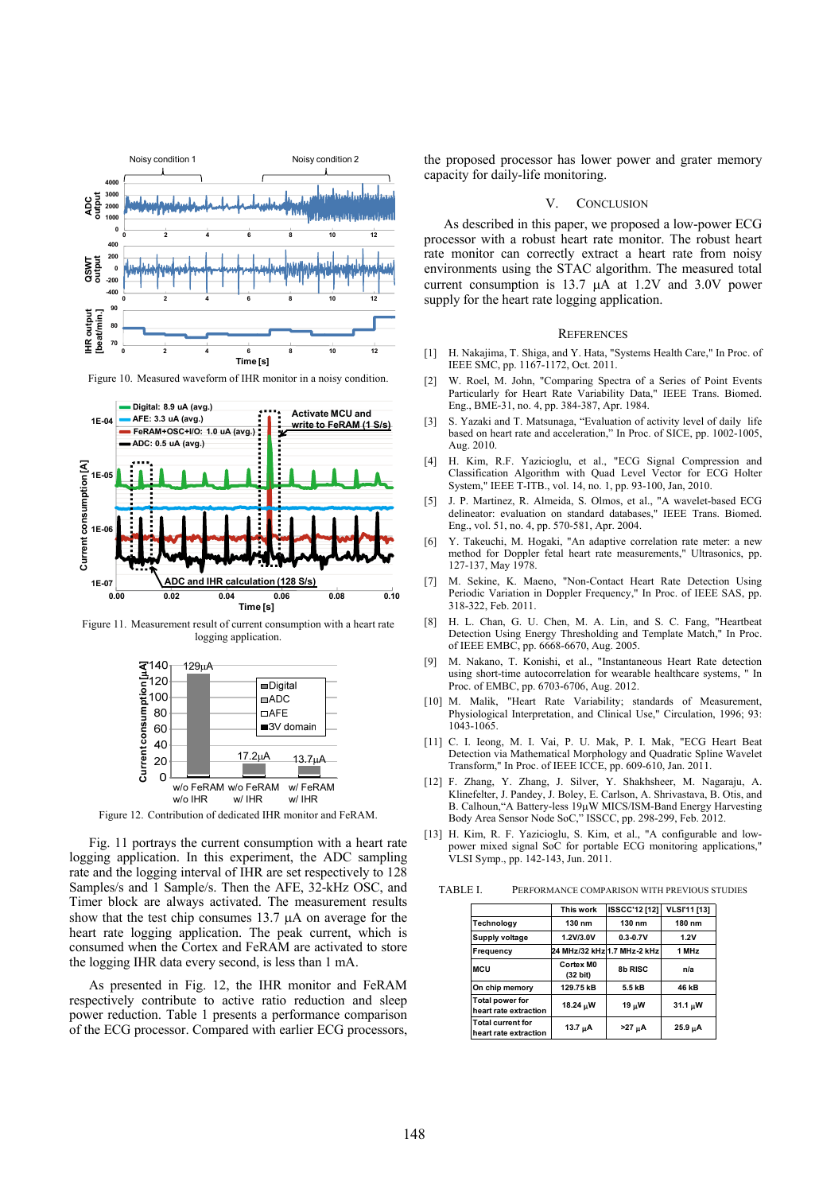Noisy condition 1

Noisy condition 2

ADC output

4000
3000
2000
1000
0

QSWT output

400
200
0
-200
-400

IHR output [beat/min.]

90
80
70

0 2 4 6 8 10 12

Time [s]

Figure 10. Measured waveform of IHR monitor in a noisy condition.

Digital: 8.9 uA (avg.)
AFE: 3.3 uA (avg.)
FeRAM+OSC+I/O: 1.0 uA (avg.)
ADC: 0.5 uA (avg.)

Activate MCU and write to FeRAM (1 S/s)

ADC and IHR calculation (128 S/s)

Current consumption [A]

1E-04
1E-05
1E-06
1E-07

0.00 0.02 0.04 0.06 0.08 0.10

Time [s]

Figure 11. Measurement result of current consumption with a heart rate logging application.

Current consumption [μA]

140
120
100
80
60
40
20
0

129μA

17.2μA

13.7μA

Digital
ADC
AFE
3V domain

w/o FeRAM w/o IHR

w/o FeRAM w/ IHR

w/ FeRAM w/ IHR

Figure 12. Contribution of dedicated IHR monitor and FeRAM.

Fig. 11 portrays the current consumption with a heart rate logging application. In this experiment, the ADC sampling rate and the logging interval of IHR are set respectively to 128 Samples/s and 1 Sample/s. Then the AFE, 32-kHz OSC, and Timer block are always activated. The measurement results show that the test chip consumes 13.7 μA on average for the heart rate logging application. The peak current, which is consumed when the Cortex and FeRAM are activated to store the logging IHR data every second, is less than 1 mA.

As presented in Fig. 12, the IHR monitor and FeRAM respectively contribute to active ratio reduction and sleep power reduction. Table 1 presents a performance comparison of the ECG processor. Compared with earlier ECG processors, the proposed processor has lower power and grater memory capacity for daily-life monitoring.

## V. Conclusion

As described in this paper, we proposed a low-power ECG processor with a robust heart rate monitor. The robust heart rate monitor can correctly extract a heart rate from noisy environments using the STAC algorithm. The measured total current consumption is 13.7 μA at 1.2V and 3.0V power supply for the heart rate logging application.

## References

[1] H. Nakajima, T. Shiga, and Y. Hata, "Systems Health Care," In Proc. of IEEE SMC, pp. 1167-1172, Oct. 2011.

[2] W. Roel, M. John, "Comparing Spectra of a Series of Point Events Particularly for Heart Rate Variability Data," IEEE Trans. Biomed. Eng., BME-31, no. 4, pp. 384-387, Apr. 1984.

[3] S. Yazaki and T. Matsunaga, "Evaluation of activity level of daily life based on heart rate and acceleration," In Proc. of SICE, pp. 1002-1005, Aug. 2010.

[4] H. Kim, R.F. Yazicioglu, et al., "ECG Signal Compression and Classification Algorithm with Quad Level Vector for ECG Holter System," IEEE T-ITB., vol. 14, no. 1, pp. 93-100, Jan, 2010.

[5] J. P. Martinez, R. Almeida, S. Olmos, et al., "A wavelet-based ECG delineator: evaluation on standard databases," IEEE Trans. Biomed. Eng., vol. 51, no. 4, pp. 570-581, Apr. 2004.

[6] Y. Takeuchi, M. Hogaki, "An adaptive correlation rate meter: a new method for Doppler fetal heart rate measurements," Ultrasonics, pp. 127-137, May 1978.

[7] M. Sekine, K. Maeno, "Non-Contact Heart Rate Detection Using Periodic Variation in Doppler Frequency," In Proc. of IEEE SAS, pp. 318-322, Feb. 2011.

[8] H. L. Chan, G. U. Chen, M. A. Lin, and S. C. Fang, "Heartbeat Detection Using Energy Thresholding and Template Match," In Proc. of IEEE EMBC, pp. 6668-6670, Aug. 2005.

[9] M. Nakano, T. Konishi, et al., "Instantaneous Heart Rate detection using short-time autocorrelation for wearable healthcare systems, " In Proc. of EMBC, pp. 6703-6706, Aug. 2012.

[10] M. Malik, "Heart Rate Variability; standards of Measurement, Physiological Interpretation, and Clinical Use," Circulation, 1996; 93: 1043-1065.

[11] C. I. Ieong, M. I. Vai, P. U. Mak, P. I. Mak, "ECG Heart Beat Detection via Mathematical Morphology and Quadratic Spline Wavelet Transform," In Proc. of IEEE ICCE, pp. 609-610, Jan. 2011.

[12] F. Zhang, Y. Zhang, J. Silver, Y. Shakhsheer, M. Nagaraju, A. Klinefelter, J. Pandey, J. Boley, E. Carlson, A. Shrivastava, B. Otis, and B. Calhoun,"A Battery-less 19μW MICS/ISM-Band Energy Harvesting Body Area Sensor Node SoC," ISSCC, pp. 298-299, Feb. 2012.

[13] H. Kim, R. F. Yazicioglu, S. Kim, et al., "A configurable and low-power mixed signal SoC for portable ECG monitoring applications," VLSI Symp., pp. 142-143, Jun. 2011.

TABLE I. Performance Comparison with Previous Studies

| | This work | ISSCC'12 [12] | VLSI'11 [13] |
|---|---|---|---|
| Technology | 130 nm | 130 nm | 180 nm |
| Supply voltage | 1.2V/3.0V | 0.3-0.7V | 1.2V |
| Frequency | 24 MHz/32 kHz | 1.7 MHz-2 kHz | 1 MHz |
| MCU | Cortex M0 (32 bit) | 8b RISC | n/a |
| On chip memory | 129.75 kB | 5.5 kB | 46 kB |
| Total power for heart rate extraction | 18.24 μW | 19 μW | 31.1 μW |
| Total current for heart rate extraction | 13.7 μA | >27 μA | 25.9 μA |